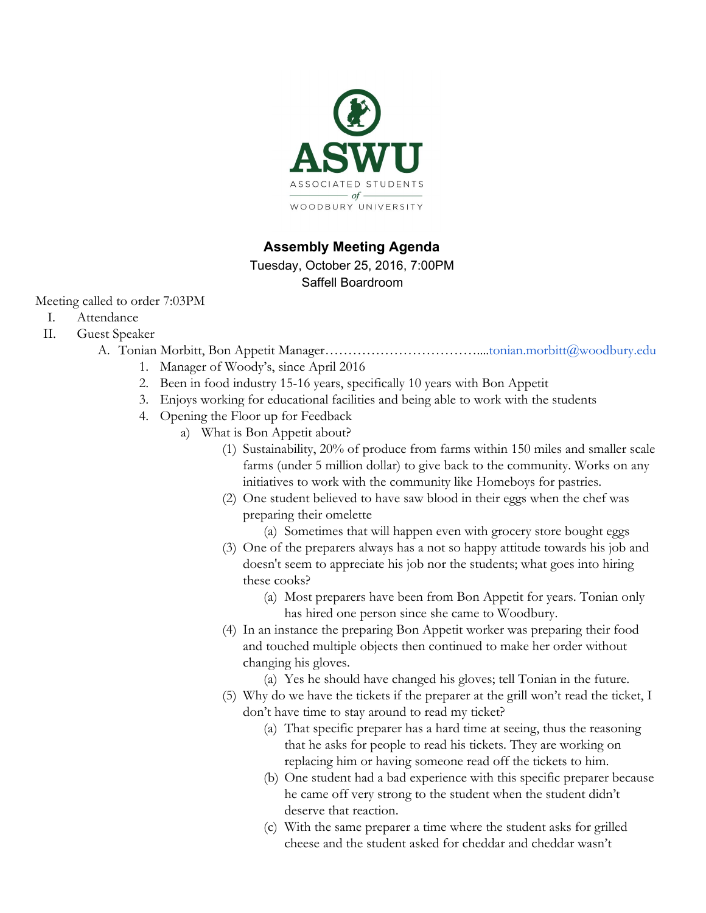ASWU

ASSOCIATED STUDENTS of WOODBURY UNIVERSITY

## Assembly Meeting Agenda

Tuesday, October 25, 2016, 7:00PM
Saffell Boardroom

Meeting called to order 7:03PM

I. Attendance
II. Guest Speaker
   A. Tonian Morbitt, Bon Appetit Manager…………………………….....tonian.morbitt@woodbury.edu
      1. Manager of Woody's, since April 2016
      2. Been in food industry 15-16 years, specifically 10 years with Bon Appetit
      3. Enjoys working for educational facilities and being able to work with the students
      4. Opening the Floor up for Feedback
         a) What is Bon Appetit about?
            (1) Sustainability, 20% of produce from farms within 150 miles and smaller scale farms (under 5 million dollar) to give back to the community. Works on any initiatives to work with the community like Homeboys for pastries.
            (2) One student believed to have saw blood in their eggs when the chef was preparing their omelette
               (a) Sometimes that will happen even with grocery store bought eggs
            (3) One of the preparers always has a not so happy attitude towards his job and doesn't seem to appreciate his job nor the students; what goes into hiring these cooks?
               (a) Most preparers have been from Bon Appetit for years. Tonian only has hired one person since she came to Woodbury.
            (4) In an instance the preparing Bon Appetit worker was preparing their food and touched multiple objects then continued to make her order without changing his gloves.
               (a) Yes he should have changed his gloves; tell Tonian in the future.
            (5) Why do we have the tickets if the preparer at the grill won't read the ticket, I don't have time to stay around to read my ticket?
               (a) That specific preparer has a hard time at seeing, thus the reasoning that he asks for people to read his tickets. They are working on replacing him or having someone read off the tickets to him.
               (b) One student had a bad experience with this specific preparer because he came off very strong to the student when the student didn't deserve that reaction.
               (c) With the same preparer a time where the student asks for grilled cheese and the student asked for cheddar and cheddar wasn't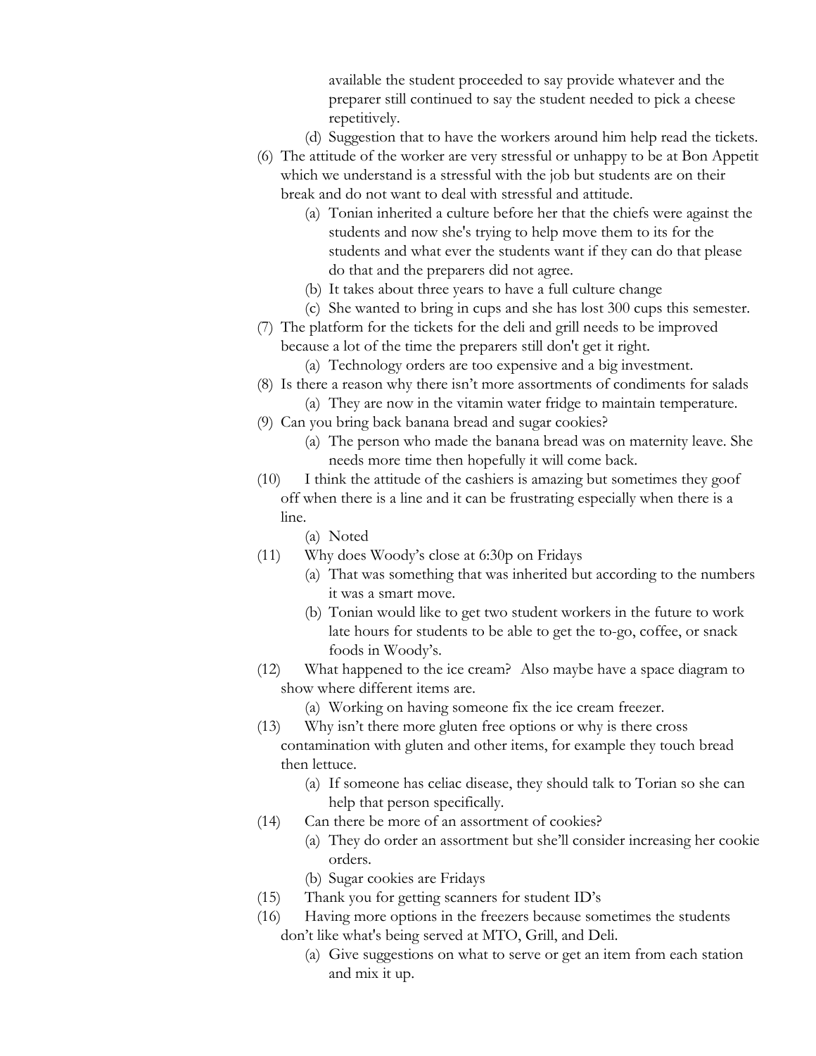available the student proceeded to say provide whatever and the preparer still continued to say the student needed to pick a cheese repetitively.

    (d) Suggestion that to have the workers around him help read the tickets.

(6) The attitude of the worker are very stressful or unhappy to be at Bon Appetit which we understand is a stressful with the job but students are on their break and do not want to deal with stressful and attitude.

    (a) Tonian inherited a culture before her that the chiefs were against the students and now she's trying to help move them to its for the students and what ever the students want if they can do that please do that and the preparers did not agree.

    (b) It takes about three years to have a full culture change

    (c) She wanted to bring in cups and she has lost 300 cups this semester.

(7) The platform for the tickets for the deli and grill needs to be improved because a lot of the time the preparers still don't get it right.

    (a) Technology orders are too expensive and a big investment.

(8) Is there a reason why there isn't more assortments of condiments for salads

    (a) They are now in the vitamin water fridge to maintain temperature.

(9) Can you bring back banana bread and sugar cookies?

    (a) The person who made the banana bread was on maternity leave. She needs more time then hopefully it will come back.

(10) I think the attitude of the cashiers is amazing but sometimes they goof off when there is a line and it can be frustrating especially when there is a line.

    (a) Noted

(11) Why does Woody's close at 6:30p on Fridays

    (a) That was something that was inherited but according to the numbers it was a smart move.

    (b) Tonian would like to get two student workers in the future to work late hours for students to be able to get the to-go, coffee, or snack foods in Woody's.

(12) What happened to the ice cream? Also maybe have a space diagram to show where different items are.

    (a) Working on having someone fix the ice cream freezer.

(13) Why isn't there more gluten free options or why is there cross contamination with gluten and other items, for example they touch bread then lettuce.

    (a) If someone has celiac disease, they should talk to Torian so she can help that person specifically.

(14) Can there be more of an assortment of cookies?

    (a) They do order an assortment but she'll consider increasing her cookie orders.

    (b) Sugar cookies are Fridays

(15) Thank you for getting scanners for student ID's

(16) Having more options in the freezers because sometimes the students don't like what's being served at MTO, Grill, and Deli.

    (a) Give suggestions on what to serve or get an item from each station and mix it up.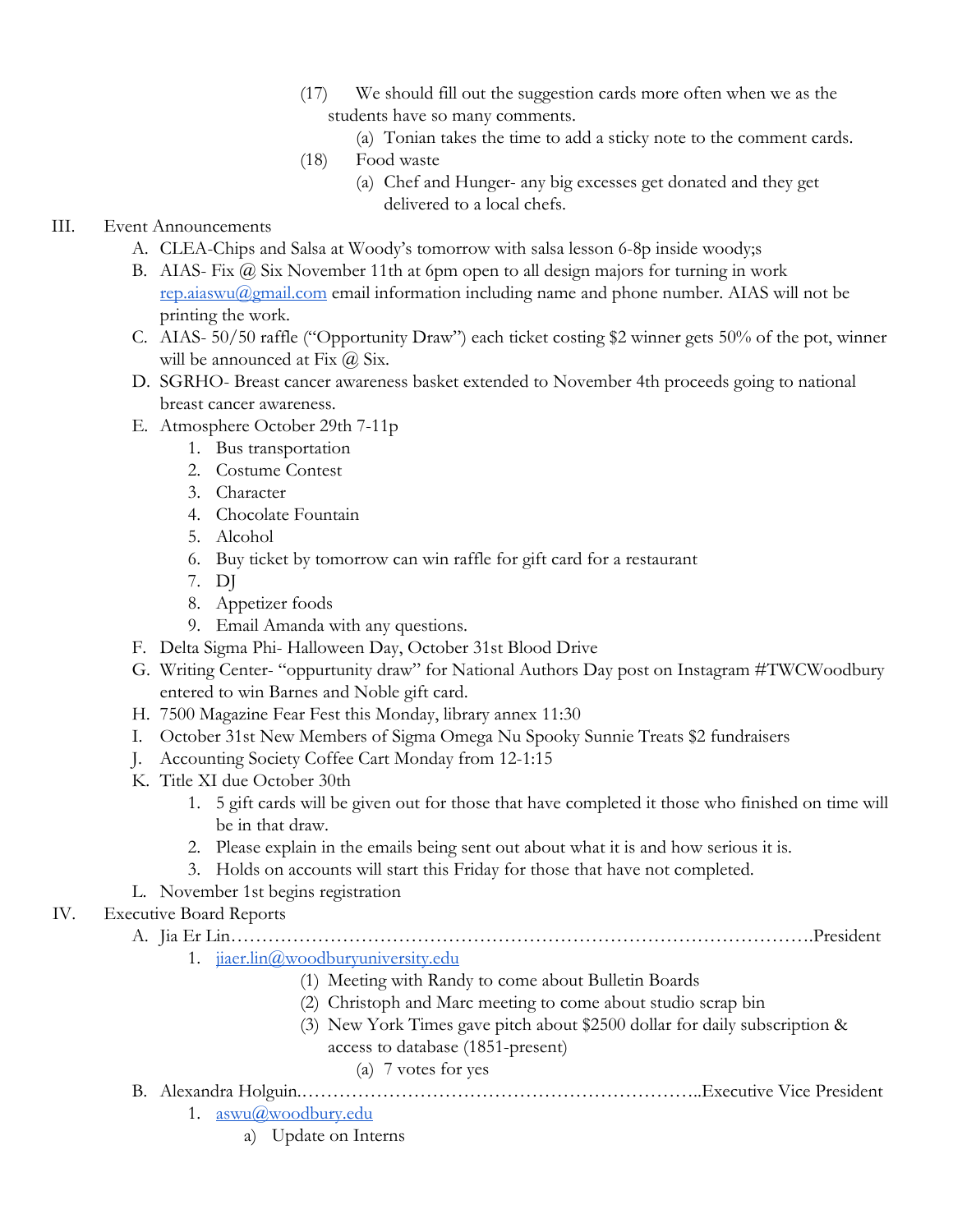(17) We should fill out the suggestion cards more often when we as the students have so many comments.

(a) Tonian takes the time to add a sticky note to the comment cards.

(18) Food waste

(a) Chef and Hunger- any big excesses get donated and they get delivered to a local chefs.

III. Event Announcements

A. CLEA-Chips and Salsa at Woody's tomorrow with salsa lesson 6-8p inside woody;s

B. AIAS- Fix @ Six November 11th at 6pm open to all design majors for turning in work rep.aiaswu@gmail.com email information including name and phone number. AIAS will not be printing the work.

C. AIAS- 50/50 raffle ("Opportunity Draw") each ticket costing $2 winner gets 50% of the pot, winner will be announced at Fix @ Six.

D. SGRHO- Breast cancer awareness basket extended to November 4th proceeds going to national breast cancer awareness.

E. Atmosphere October 29th 7-11p

1. Bus transportation
2. Costume Contest
3. Character
4. Chocolate Fountain
5. Alcohol
6. Buy ticket by tomorrow can win raffle for gift card for a restaurant
7. DJ
8. Appetizer foods
9. Email Amanda with any questions.

F. Delta Sigma Phi- Halloween Day, October 31st Blood Drive

G. Writing Center- "oppurtunity draw" for National Authors Day post on Instagram #TWCWoodbury entered to win Barnes and Noble gift card.

H. 7500 Magazine Fear Fest this Monday, library annex 11:30

I. October 31st New Members of Sigma Omega Nu Spooky Sunnie Treats $2 fundraisers

J. Accounting Society Coffee Cart Monday from 12-1:15

K. Title XI due October 30th

1. 5 gift cards will be given out for those that have completed it those who finished on time will be in that draw.
2. Please explain in the emails being sent out about what it is and how serious it is.
3. Holds on accounts will start this Friday for those that have not completed.

L. November 1st begins registration

IV. Executive Board Reports

A. Jia Er Lin……………………………………………………………………………………President

1. jiaer.lin@woodburyuniversity.edu

(1) Meeting with Randy to come about Bulletin Boards

(2) Christoph and Marc meeting to come about studio scrap bin

(3) New York Times gave pitch about $2500 dollar for daily subscription & access to database (1851-present)

(a) 7 votes for yes

B. Alexandra Holguin.……………………………………………………………..Executive Vice President

1. aswu@woodbury.edu

a) Update on Interns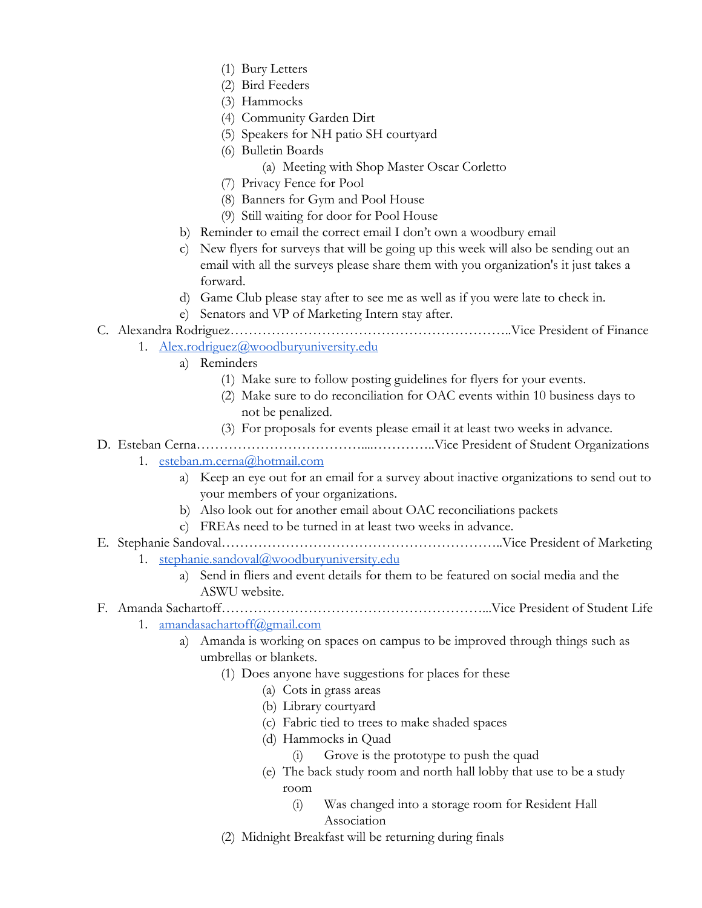(1) Bury Letters
            (2) Bird Feeders
            (3) Hammocks
            (4) Community Garden Dirt
            (5) Speakers for NH patio SH courtyard
            (6) Bulletin Boards
                (a) Meeting with Shop Master Oscar Corletto
            (7) Privacy Fence for Pool
            (8) Banners for Gym and Pool House
            (9) Still waiting for door for Pool House
        b) Reminder to email the correct email I don't own a woodbury email
        c) New flyers for surveys that will be going up this week will also be sending out an email with all the surveys please share them with you organization's it just takes a forward.
        d) Game Club please stay after to see me as well as if you were late to check in.
        e) Senators and VP of Marketing Intern stay after.

C. Alexandra Rodriguez……………………………………………………..Vice President of Finance
    1. Alex.rodriguez@woodburyuniversity.edu
        a) Reminders
            (1) Make sure to follow posting guidelines for flyers for your events.
            (2) Make sure to do reconciliation for OAC events within 10 business days to not be penalized.
            (3) For proposals for events please email it at least two weeks in advance.

D. Esteban Cerna……………………………....…………..Vice President of Student Organizations
    1. esteban.m.cerna@hotmail.com
        a) Keep an eye out for an email for a survey about inactive organizations to send out to your members of your organizations.
        b) Also look out for another email about OAC reconciliations packets
        c) FREAs need to be turned in at least two weeks in advance.

E. Stephanie Sandoval……………………………………………………..Vice President of Marketing
    1. stephanie.sandoval@woodburyuniversity.edu
        a) Send in fliers and event details for them to be featured on social media and the ASWU website.

F. Amanda Sachartoff…………………………………………………...Vice President of Student Life
    1. amandasachartoff@gmail.com
        a) Amanda is working on spaces on campus to be improved through things such as umbrellas or blankets.
            (1) Does anyone have suggestions for places for these
                (a) Cots in grass areas
                (b) Library courtyard
                (c) Fabric tied to trees to make shaded spaces
                (d) Hammocks in Quad
                    (i) Grove is the prototype to push the quad
                (e) The back study room and north hall lobby that use to be a study room
                    (i) Was changed into a storage room for Resident Hall Association
            (2) Midnight Breakfast will be returning during finals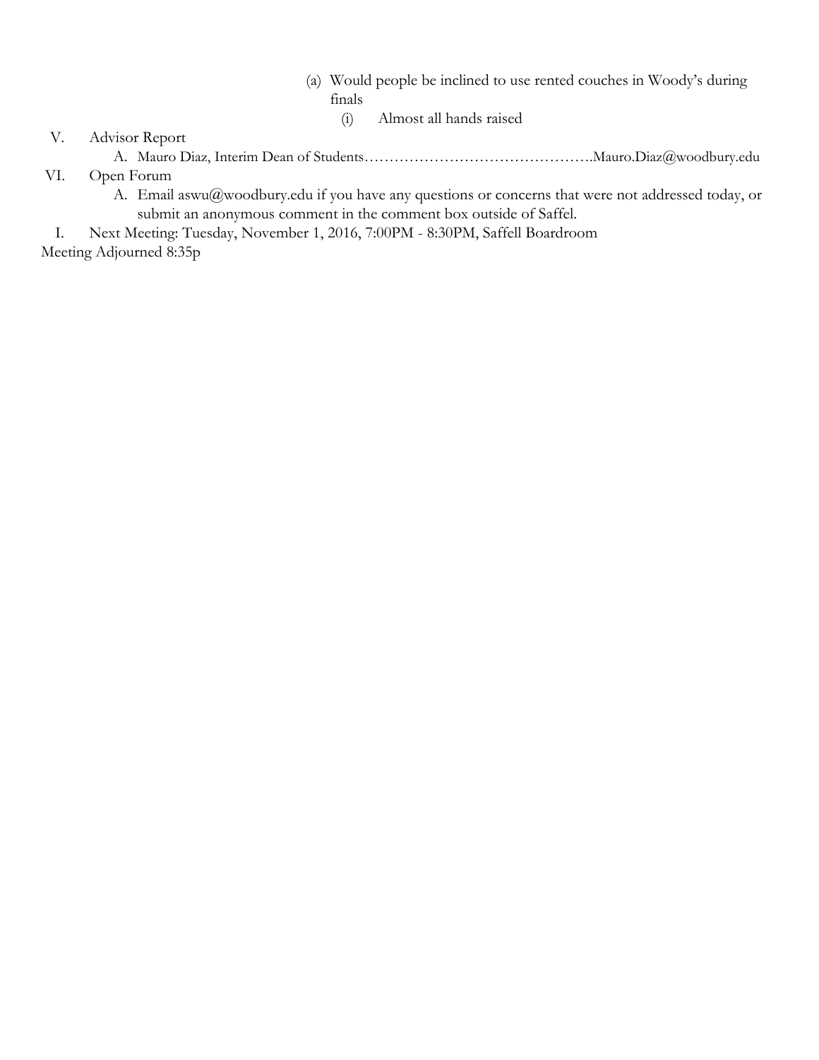(a) Would people be inclined to use rented couches in Woody's during finals

(i) Almost all hands raised

V. Advisor Report

A. Mauro Diaz, Interim Dean of Students……………………………………….Mauro.Diaz@woodbury.edu

VI. Open Forum

A. Email aswu@woodbury.edu if you have any questions or concerns that were not addressed today, or submit an anonymous comment in the comment box outside of Saffel.

I. Next Meeting: Tuesday, November 1, 2016, 7:00PM - 8:30PM, Saffell Boardroom

Meeting Adjourned 8:35p